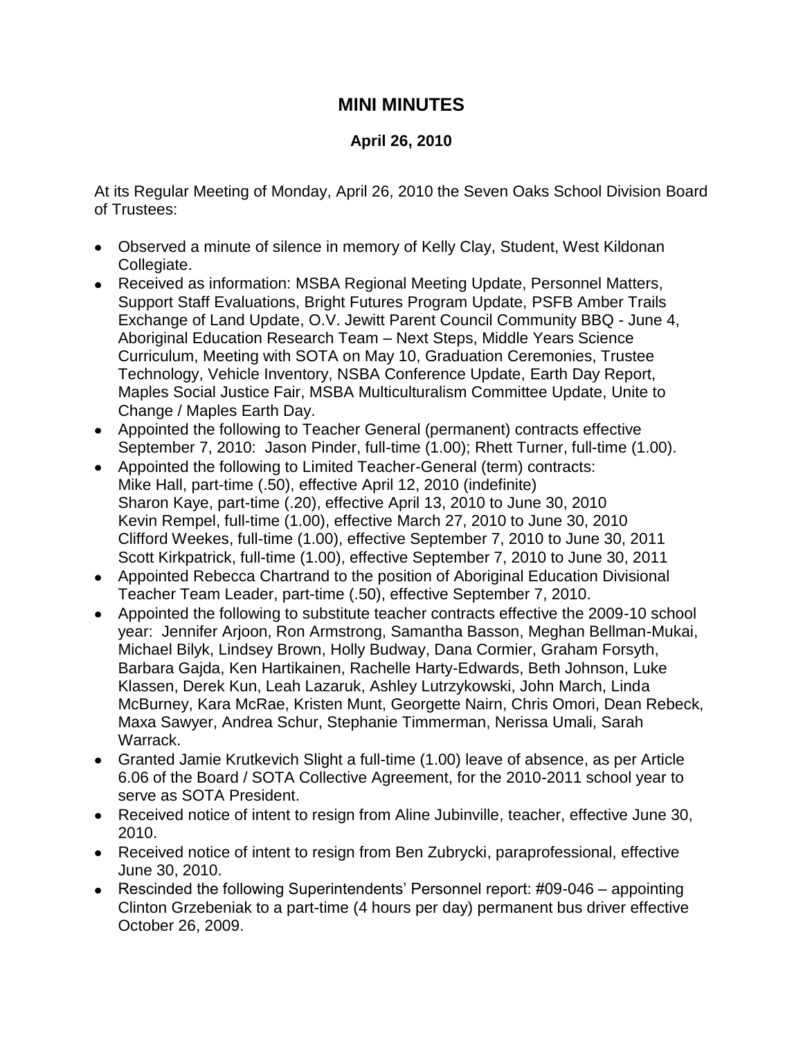# MINI MINUTES

### April 26, 2010

At its Regular Meeting of Monday, April 26, 2010 the Seven Oaks School Division Board of Trustees:

- Observed a minute of silence in memory of Kelly Clay, Student, West Kildonan Collegiate.
- Received as information: MSBA Regional Meeting Update, Personnel Matters, Support Staff Evaluations, Bright Futures Program Update, PSFB Amber Trails Exchange of Land Update, O.V. Jewitt Parent Council Community BBQ - June 4, Aboriginal Education Research Team – Next Steps, Middle Years Science Curriculum, Meeting with SOTA on May 10, Graduation Ceremonies, Trustee Technology, Vehicle Inventory, NSBA Conference Update, Earth Day Report, Maples Social Justice Fair, MSBA Multiculturalism Committee Update, Unite to Change / Maples Earth Day.
- Appointed the following to Teacher General (permanent) contracts effective September 7, 2010: Jason Pinder, full-time (1.00); Rhett Turner, full-time (1.00).
- Appointed the following to Limited Teacher-General (term) contracts:
  Mike Hall, part-time (.50), effective April 12, 2010 (indefinite)
  Sharon Kaye, part-time (.20), effective April 13, 2010 to June 30, 2010
  Kevin Rempel, full-time (1.00), effective March 27, 2010 to June 30, 2010
  Clifford Weekes, full-time (1.00), effective September 7, 2010 to June 30, 2011
  Scott Kirkpatrick, full-time (1.00), effective September 7, 2010 to June 30, 2011
- Appointed Rebecca Chartrand to the position of Aboriginal Education Divisional Teacher Team Leader, part-time (.50), effective September 7, 2010.
- Appointed the following to substitute teacher contracts effective the 2009-10 school year: Jennifer Arjoon, Ron Armstrong, Samantha Basson, Meghan Bellman-Mukai, Michael Bilyk, Lindsey Brown, Holly Budway, Dana Cormier, Graham Forsyth, Barbara Gajda, Ken Hartikainen, Rachelle Harty-Edwards, Beth Johnson, Luke Klassen, Derek Kun, Leah Lazaruk, Ashley Lutrzykowski, John March, Linda McBurney, Kara McRae, Kristen Munt, Georgette Nairn, Chris Omori, Dean Rebeck, Maxa Sawyer, Andrea Schur, Stephanie Timmerman, Nerissa Umali, Sarah Warrack.
- Granted Jamie Krutkevich Slight a full-time (1.00) leave of absence, as per Article 6.06 of the Board / SOTA Collective Agreement, for the 2010-2011 school year to serve as SOTA President.
- Received notice of intent to resign from Aline Jubinville, teacher, effective June 30, 2010.
- Received notice of intent to resign from Ben Zubrycki, paraprofessional, effective June 30, 2010.
- Rescinded the following Superintendents' Personnel report: #09-046 – appointing Clinton Grzebeniak to a part-time (4 hours per day) permanent bus driver effective October 26, 2009.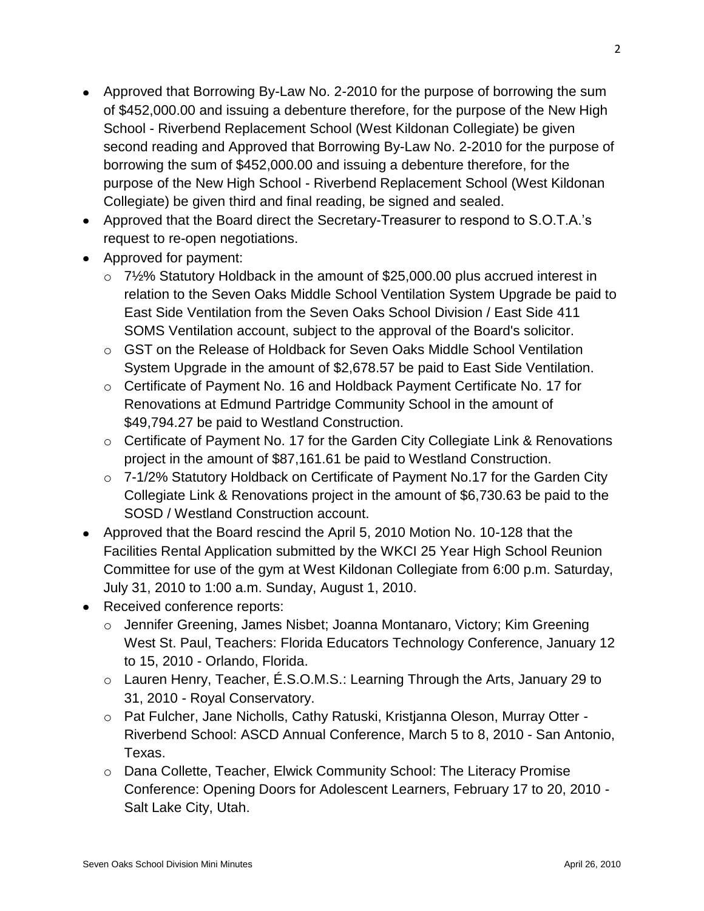- Approved that Borrowing By-Law No. 2-2010 for the purpose of borrowing the sum of $452,000.00 and issuing a debenture therefore, for the purpose of the New High School - Riverbend Replacement School (West Kildonan Collegiate) be given second reading and Approved that Borrowing By-Law No. 2-2010 for the purpose of borrowing the sum of $452,000.00 and issuing a debenture therefore, for the purpose of the New High School - Riverbend Replacement School (West Kildonan Collegiate) be given third and final reading, be signed and sealed.
- Approved that the Board direct the Secretary-Treasurer to respond to S.O.T.A.'s request to re-open negotiations.
- Approved for payment:
  - 7½% Statutory Holdback in the amount of $25,000.00 plus accrued interest in relation to the Seven Oaks Middle School Ventilation System Upgrade be paid to East Side Ventilation from the Seven Oaks School Division / East Side 411 SOMS Ventilation account, subject to the approval of the Board's solicitor.
  - GST on the Release of Holdback for Seven Oaks Middle School Ventilation System Upgrade in the amount of $2,678.57 be paid to East Side Ventilation.
  - Certificate of Payment No. 16 and Holdback Payment Certificate No. 17 for Renovations at Edmund Partridge Community School in the amount of $49,794.27 be paid to Westland Construction.
  - Certificate of Payment No. 17 for the Garden City Collegiate Link & Renovations project in the amount of $87,161.61 be paid to Westland Construction.
  - 7-1/2% Statutory Holdback on Certificate of Payment No.17 for the Garden City Collegiate Link & Renovations project in the amount of $6,730.63 be paid to the SOSD / Westland Construction account.
- Approved that the Board rescind the April 5, 2010 Motion No. 10-128 that the Facilities Rental Application submitted by the WKCI 25 Year High School Reunion Committee for use of the gym at West Kildonan Collegiate from 6:00 p.m. Saturday, July 31, 2010 to 1:00 a.m. Sunday, August 1, 2010.
- Received conference reports:
  - Jennifer Greening, James Nisbet; Joanna Montanaro, Victory; Kim Greening West St. Paul, Teachers: Florida Educators Technology Conference, January 12 to 15, 2010 - Orlando, Florida.
  - Lauren Henry, Teacher, É.S.O.M.S.: Learning Through the Arts, January 29 to 31, 2010 - Royal Conservatory.
  - Pat Fulcher, Jane Nicholls, Cathy Ratuski, Kristjanna Oleson, Murray Otter - Riverbend School: ASCD Annual Conference, March 5 to 8, 2010 - San Antonio, Texas.
  - Dana Collette, Teacher, Elwick Community School: The Literacy Promise Conference: Opening Doors for Adolescent Learners, February 17 to 20, 2010 - Salt Lake City, Utah.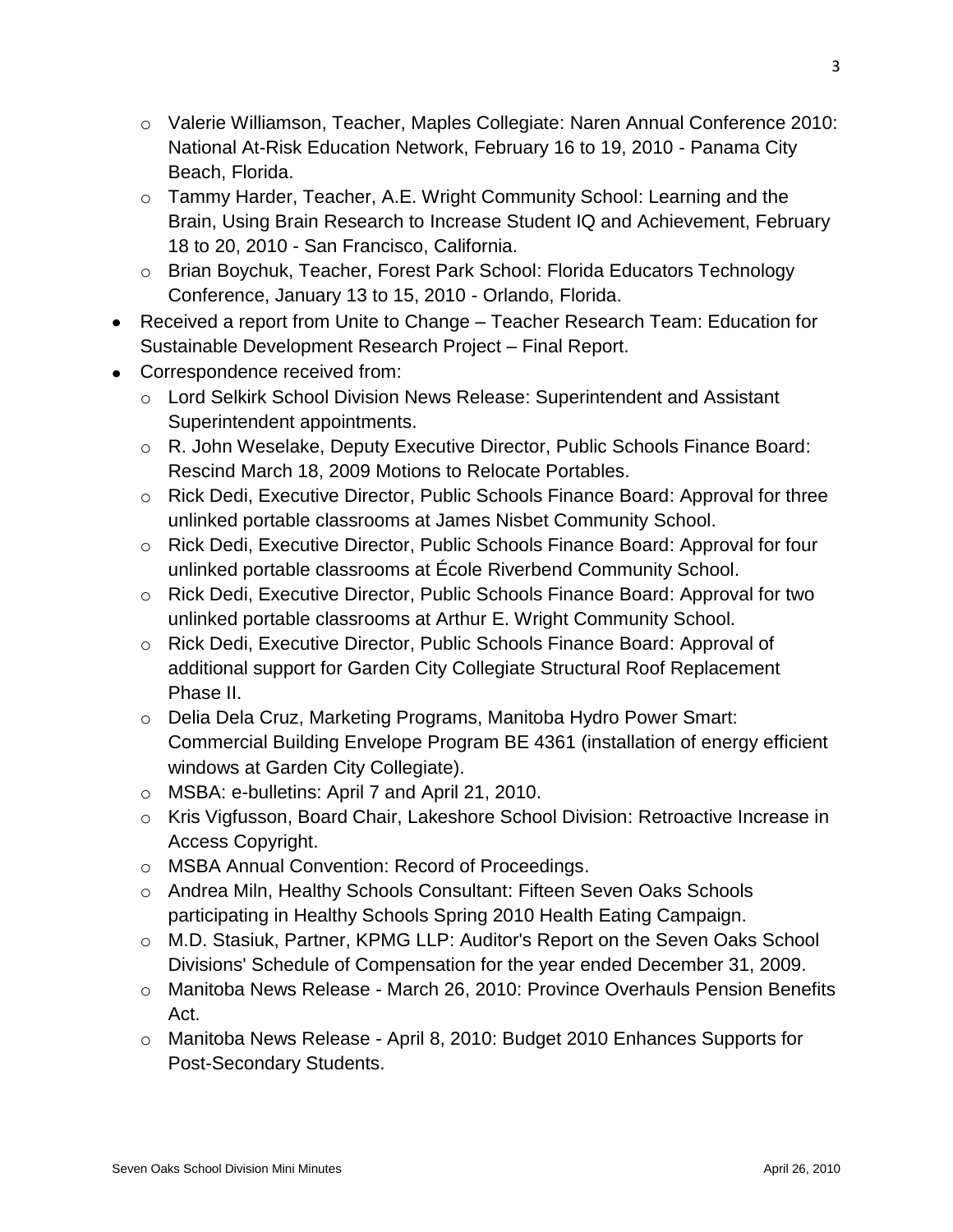- Valerie Williamson, Teacher, Maples Collegiate: Naren Annual Conference 2010: National At-Risk Education Network, February 16 to 19, 2010 - Panama City Beach, Florida.
  - Tammy Harder, Teacher, A.E. Wright Community School: Learning and the Brain, Using Brain Research to Increase Student IQ and Achievement, February 18 to 20, 2010 - San Francisco, California.
  - Brian Boychuk, Teacher, Forest Park School: Florida Educators Technology Conference, January 13 to 15, 2010 - Orlando, Florida.
- Received a report from Unite to Change – Teacher Research Team: Education for Sustainable Development Research Project – Final Report.
- Correspondence received from:
  - Lord Selkirk School Division News Release: Superintendent and Assistant Superintendent appointments.
  - R. John Weselake, Deputy Executive Director, Public Schools Finance Board: Rescind March 18, 2009 Motions to Relocate Portables.
  - Rick Dedi, Executive Director, Public Schools Finance Board: Approval for three unlinked portable classrooms at James Nisbet Community School.
  - Rick Dedi, Executive Director, Public Schools Finance Board: Approval for four unlinked portable classrooms at École Riverbend Community School.
  - Rick Dedi, Executive Director, Public Schools Finance Board: Approval for two unlinked portable classrooms at Arthur E. Wright Community School.
  - Rick Dedi, Executive Director, Public Schools Finance Board: Approval of additional support for Garden City Collegiate Structural Roof Replacement Phase II.
  - Delia Dela Cruz, Marketing Programs, Manitoba Hydro Power Smart: Commercial Building Envelope Program BE 4361 (installation of energy efficient windows at Garden City Collegiate).
  - MSBA: e-bulletins: April 7 and April 21, 2010.
  - Kris Vigfusson, Board Chair, Lakeshore School Division: Retroactive Increase in Access Copyright.
  - MSBA Annual Convention: Record of Proceedings.
  - Andrea Miln, Healthy Schools Consultant: Fifteen Seven Oaks Schools participating in Healthy Schools Spring 2010 Health Eating Campaign.
  - M.D. Stasiuk, Partner, KPMG LLP: Auditor's Report on the Seven Oaks School Divisions' Schedule of Compensation for the year ended December 31, 2009.
  - Manitoba News Release - March 26, 2010: Province Overhauls Pension Benefits Act.
  - Manitoba News Release - April 8, 2010: Budget 2010 Enhances Supports for Post-Secondary Students.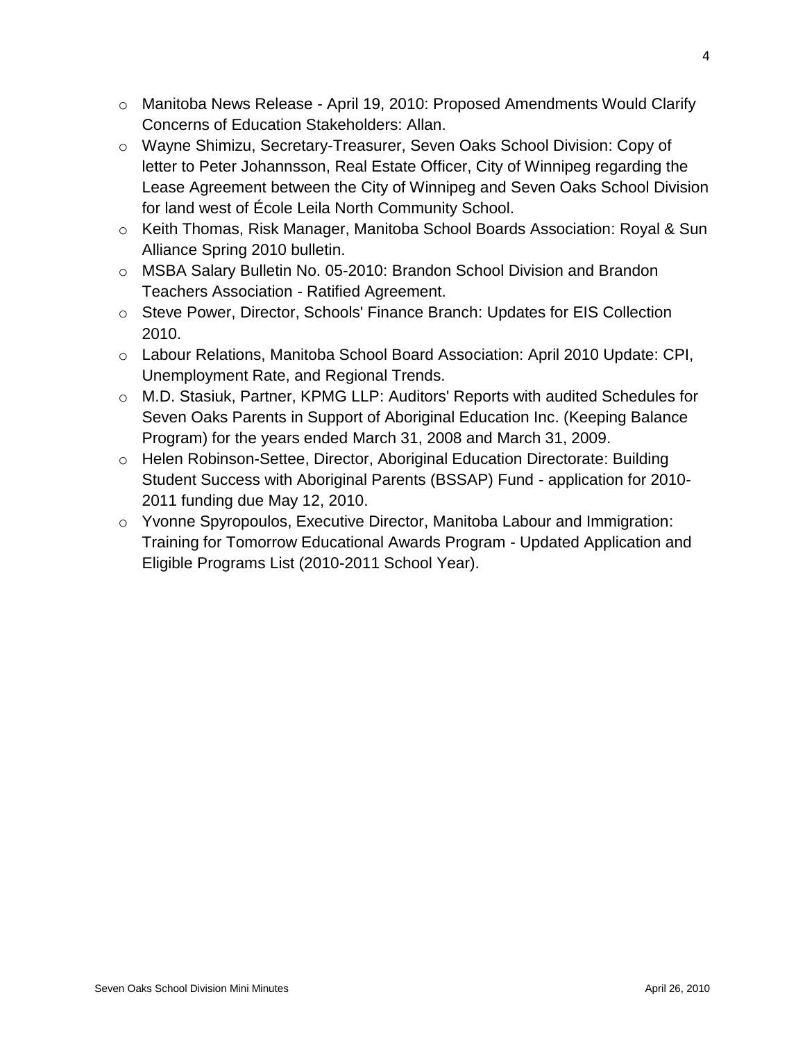- Manitoba News Release - April 19, 2010: Proposed Amendments Would Clarify Concerns of Education Stakeholders: Allan.
- Wayne Shimizu, Secretary-Treasurer, Seven Oaks School Division: Copy of letter to Peter Johannsson, Real Estate Officer, City of Winnipeg regarding the Lease Agreement between the City of Winnipeg and Seven Oaks School Division for land west of École Leila North Community School.
- Keith Thomas, Risk Manager, Manitoba School Boards Association: Royal & Sun Alliance Spring 2010 bulletin.
- MSBA Salary Bulletin No. 05-2010: Brandon School Division and Brandon Teachers Association - Ratified Agreement.
- Steve Power, Director, Schools' Finance Branch: Updates for EIS Collection 2010.
- Labour Relations, Manitoba School Board Association: April 2010 Update: CPI, Unemployment Rate, and Regional Trends.
- M.D. Stasiuk, Partner, KPMG LLP: Auditors' Reports with audited Schedules for Seven Oaks Parents in Support of Aboriginal Education Inc. (Keeping Balance Program) for the years ended March 31, 2008 and March 31, 2009.
- Helen Robinson-Settee, Director, Aboriginal Education Directorate: Building Student Success with Aboriginal Parents (BSSAP) Fund - application for 2010-2011 funding due May 12, 2010.
- Yvonne Spyropoulos, Executive Director, Manitoba Labour and Immigration: Training for Tomorrow Educational Awards Program - Updated Application and Eligible Programs List (2010-2011 School Year).